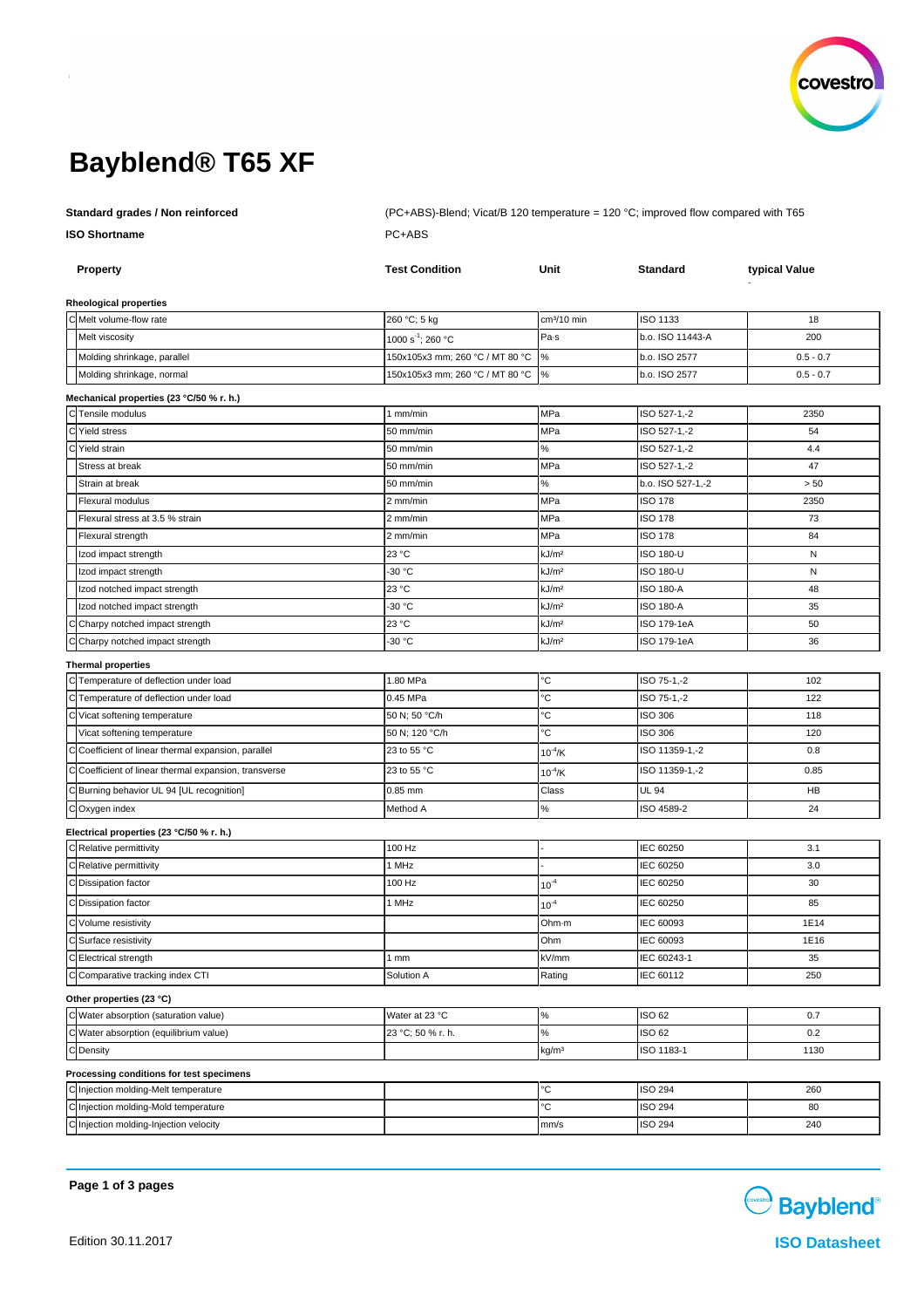# Bayblend® T65 XF

**Standard grades / Non reinforced** (PC+ABS)-Blend; Vicat/B 120 temperature = 120 °C; improved flow compared with T65

**ISO Shortname** PC+ABS

| | Property | Test Condition | Unit | Standard | typical Value |
|---|---|---|---|---|---|
| | **Rheological properties** | | | | |
| C | Melt volume-flow rate | 260 °C; 5 kg | $cm^3$/10 min | ISO 1133 | 18 |
| | Melt viscosity | 1000 $s^{-1}$; 260 °C | Pa·s | b.o. ISO 11443-A | 200 |
| | Molding shrinkage, parallel | 150x105x3 mm; 260 °C / MT 80 °C | % | b.o. ISO 2577 | 0.5 - 0.7 |
| | Molding shrinkage, normal | 150x105x3 mm; 260 °C / MT 80 °C | % | b.o. ISO 2577 | 0.5 - 0.7 |
| | **Mechanical properties (23 °C/50 % r. h.)** | | | | |
| C | Tensile modulus | 1 mm/min | MPa | ISO 527-1,-2 | 2350 |
| C | Yield stress | 50 mm/min | MPa | ISO 527-1,-2 | 54 |
| C | Yield strain | 50 mm/min | % | ISO 527-1,-2 | 4.4 |
| | Stress at break | 50 mm/min | MPa | ISO 527-1,-2 | 47 |
| | Strain at break | 50 mm/min | % | b.o. ISO 527-1,-2 | > 50 |
| | Flexural modulus | 2 mm/min | MPa | ISO 178 | 2350 |
| | Flexural stress at 3.5 % strain | 2 mm/min | MPa | ISO 178 | 73 |
| | Flexural strength | 2 mm/min | MPa | ISO 178 | 84 |
| | Izod impact strength | 23 °C | kJ/m² | ISO 180-U | N |
| | Izod impact strength | -30 °C | kJ/m² | ISO 180-U | N |
| | Izod notched impact strength | 23 °C | kJ/m² | ISO 180-A | 48 |
| | Izod notched impact strength | -30 °C | kJ/m² | ISO 180-A | 35 |
| C | Charpy notched impact strength | 23 °C | kJ/m² | ISO 179-1eA | 50 |
| C | Charpy notched impact strength | -30 °C | kJ/m² | ISO 179-1eA | 36 |
| | **Thermal properties** | | | | |
| C | Temperature of deflection under load | 1.80 MPa | °C | ISO 75-1,-2 | 102 |
| C | Temperature of deflection under load | 0.45 MPa | °C | ISO 75-1,-2 | 122 |
| C | Vicat softening temperature | 50 N; 50 °C/h | °C | ISO 306 | 118 |
| | Vicat softening temperature | 50 N; 120 °C/h | °C | ISO 306 | 120 |
| C | Coefficient of linear thermal expansion, parallel | 23 to 55 °C | $10^{-4}$/K | ISO 11359-1,-2 | 0.8 |
| C | Coefficient of linear thermal expansion, transverse | 23 to 55 °C | $10^{-4}$/K | ISO 11359-1,-2 | 0.85 |
| C | Burning behavior UL 94 [UL recognition] | 0.85 mm | Class | UL 94 | HB |
| C | Oxygen index | Method A | % | ISO 4589-2 | 24 |
| | **Electrical properties (23 °C/50 % r. h.)** | | | | |
| C | Relative permittivity | 100 Hz | - | IEC 60250 | 3.1 |
| C | Relative permittivity | 1 MHz | - | IEC 60250 | 3.0 |
| C | Dissipation factor | 100 Hz | $10^{-4}$ | IEC 60250 | 30 |
| C | Dissipation factor | 1 MHz | $10^{-4}$ | IEC 60250 | 85 |
| C | Volume resistivity | | Ohm·m | IEC 60093 | 1E14 |
| C | Surface resistivity | | Ohm | IEC 60093 | 1E16 |
| C | Electrical strength | 1 mm | kV/mm | IEC 60243-1 | 35 |
| C | Comparative tracking index CTI | Solution A | Rating | IEC 60112 | 250 |
| | **Other properties (23 °C)** | | | | |
| C | Water absorption (saturation value) | Water at 23 °C | % | ISO 62 | 0.7 |
| C | Water absorption (equilibrium value) | 23 °C; 50 % r. h. | % | ISO 62 | 0.2 |
| C | Density | | kg/m³ | ISO 1183-1 | 1130 |
| | **Processing conditions for test specimens** | | | | |
| C | Injection molding-Melt temperature | | °C | ISO 294 | 260 |
| C | Injection molding-Mold temperature | | °C | ISO 294 | 80 |
| C | Injection molding-Injection velocity | | mm/s | ISO 294 | 240 |

Edition 30.11.2017

ISO Datasheet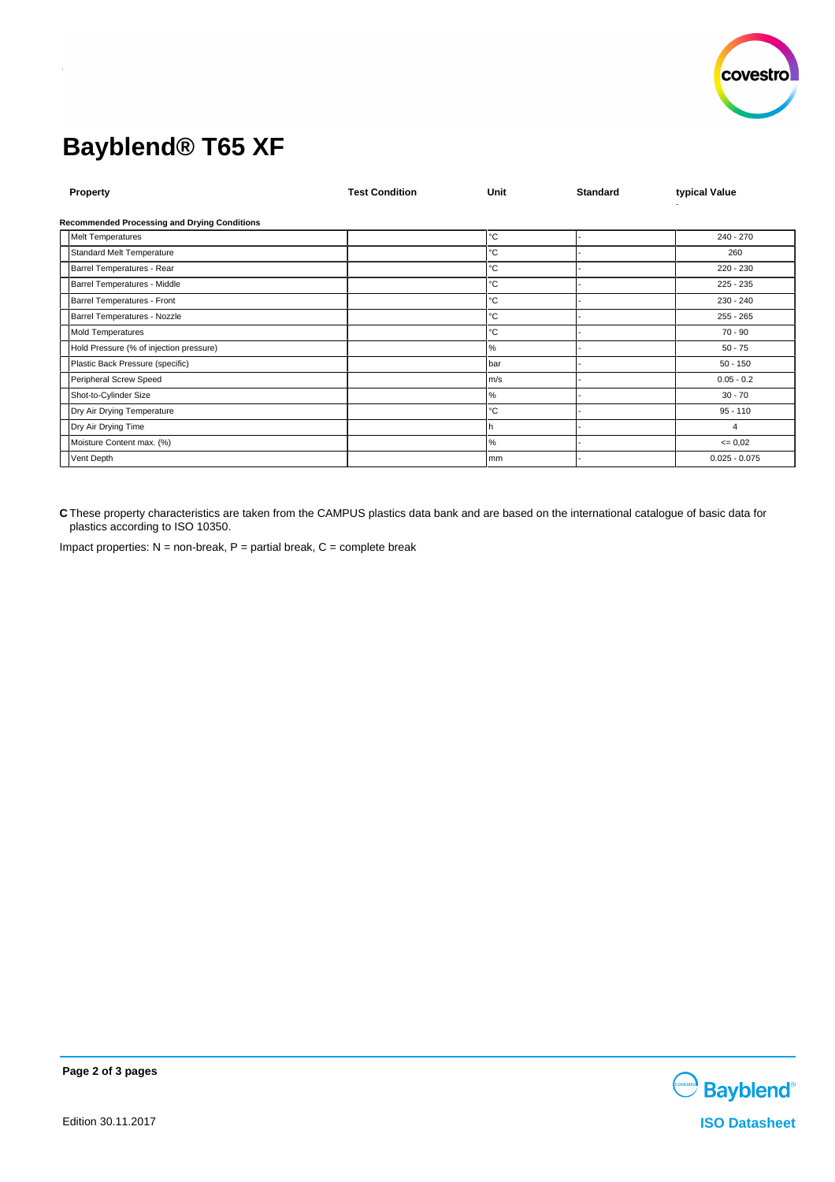# Bayblend® T65 XF

| Property | Test Condition | Unit | Standard | typical Value |
|---|---|---|---|---|
| **Recommended Processing and Drying Conditions** | | | | |
| Melt Temperatures | | °C | - | 240 - 270 |
| Standard Melt Temperature | | °C | - | 260 |
| Barrel Temperatures - Rear | | °C | - | 220 - 230 |
| Barrel Temperatures - Middle | | °C | - | 225 - 235 |
| Barrel Temperatures - Front | | °C | - | 230 - 240 |
| Barrel Temperatures - Nozzle | | °C | - | 255 - 265 |
| Mold Temperatures | | °C | - | 70 - 90 |
| Hold Pressure (% of injection pressure) | | % | - | 50 - 75 |
| Plastic Back Pressure (specific) | | bar | - | 50 - 150 |
| Peripheral Screw Speed | | m/s | - | 0.05 - 0.2 |
| Shot-to-Cylinder Size | | % | - | 30 - 70 |
| Dry Air Drying Temperature | | °C | - | 95 - 110 |
| Dry Air Drying Time | | h | - | 4 |
| Moisture Content max. (%) | | % | - | <= 0,02 |
| Vent Depth | | mm | - | 0.025 - 0.075 |

**C** These property characteristics are taken from the CAMPUS plastics data bank and are based on the international catalogue of basic data for plastics according to ISO 10350.

Impact properties: N = non-break, P = partial break, C = complete break

Edition 30.11.2017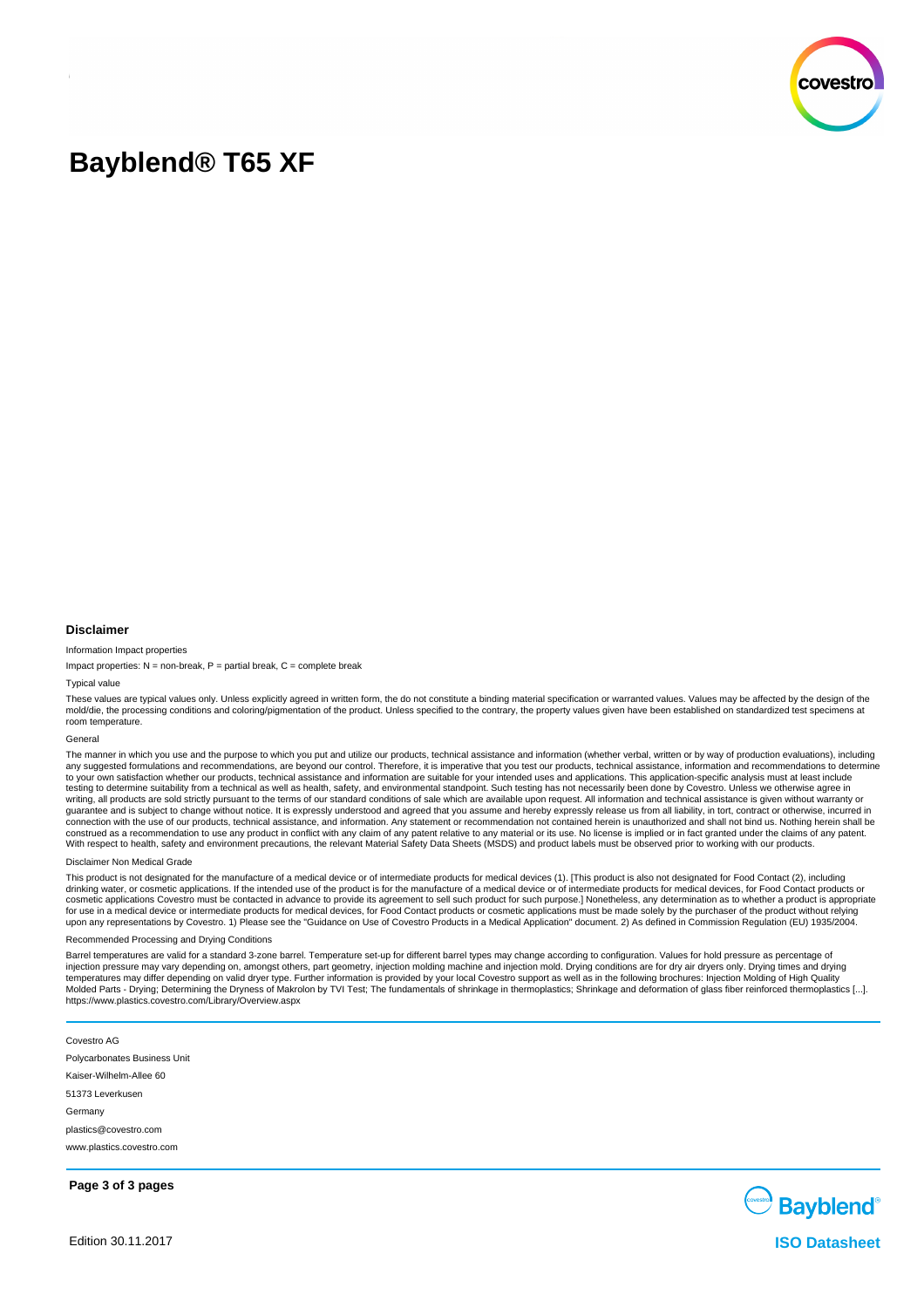# Bayblend® T65 XF

## Disclaimer

Information Impact properties

Impact properties: N = non-break, P = partial break, C = complete break

Typical value

These values are typical values only. Unless explicitly agreed in written form, the do not constitute a binding material specification or warranted values. Values may be affected by the design of the mold/die, the processing conditions and coloring/pigmentation of the product. Unless specified to the contrary, the property values given have been established on standardized test specimens at room temperature.

General

The manner in which you use and the purpose to which you put and utilize our products, technical assistance and information (whether verbal, written or by way of production evaluations), including any suggested formulations and recommendations, are beyond our control. Therefore, it is imperative that you test our products, technical assistance, information and recommendations to determine to your own satisfaction whether our products, technical assistance and information are suitable for your intended uses and applications. This application-specific analysis must at least include testing to determine suitability from a technical as well as health, safety, and environmental standpoint. Such testing has not necessarily been done by Covestro. Unless we otherwise agree in writing, all products are sold strictly pursuant to the terms of our standard conditions of sale which are available upon request. All information and technical assistance is given without warranty or guarantee and is subject to change without notice. It is expressly understood and agreed that you assume and hereby expressly release us from all liability, in tort, contract or otherwise, incurred in connection with the use of our products, technical assistance, and information. Any statement or recommendation not contained herein is unauthorized and shall not bind us. Nothing herein shall be construed as a recommendation to use any product in conflict with any claim of any patent relative to any material or its use. No license is implied or in fact granted under the claims of any patent. With respect to health, safety and environment precautions, the relevant Material Safety Data Sheets (MSDS) and product labels must be observed prior to working with our products.

Disclaimer Non Medical Grade

This product is not designated for the manufacture of a medical device or of intermediate products for medical devices (1). [This product is also not designated for Food Contact (2), including drinking water, or cosmetic applications. If the intended use of the product is for the manufacture of a medical device or of intermediate products for medical devices, for Food Contact products or cosmetic applications Covestro must be contacted in advance to provide its agreement to sell such product for such purpose.] Nonetheless, any determination as to whether a product is appropriate for use in a medical device or intermediate products for medical devices, for Food Contact products or cosmetic applications must be made solely by the purchaser of the product without relying upon any representations by Covestro. 1) Please see the "Guidance on Use of Covestro Products in a Medical Application" document. 2) As defined in Commission Regulation (EU) 1935/2004.

Recommended Processing and Drying Conditions

Barrel temperatures are valid for a standard 3-zone barrel. Temperature set-up for different barrel types may change according to configuration. Values for hold pressure as percentage of injection pressure may vary depending on, amongst others, part geometry, injection molding machine and injection mold. Drying conditions are for dry air dryers only. Drying times and drying temperatures may differ depending on valid dryer type. Further information is provided by your local Covestro support as well as in the following brochures: Injection Molding of High Quality Molded Parts - Drying; Determining the Dryness of Makrolon by TVI Test; The fundamentals of shrinkage in thermoplastics; Shrinkage and deformation of glass fiber reinforced thermoplastics [...]. https://www.plastics.covestro.com/Library/Overview.aspx

Covestro AG

Polycarbonates Business Unit

Kaiser-Wilhelm-Allee 60

51373 Leverkusen

Germany

plastics@covestro.com

www.plastics.covestro.com

Edition 30.11.2017

ISO Datasheet